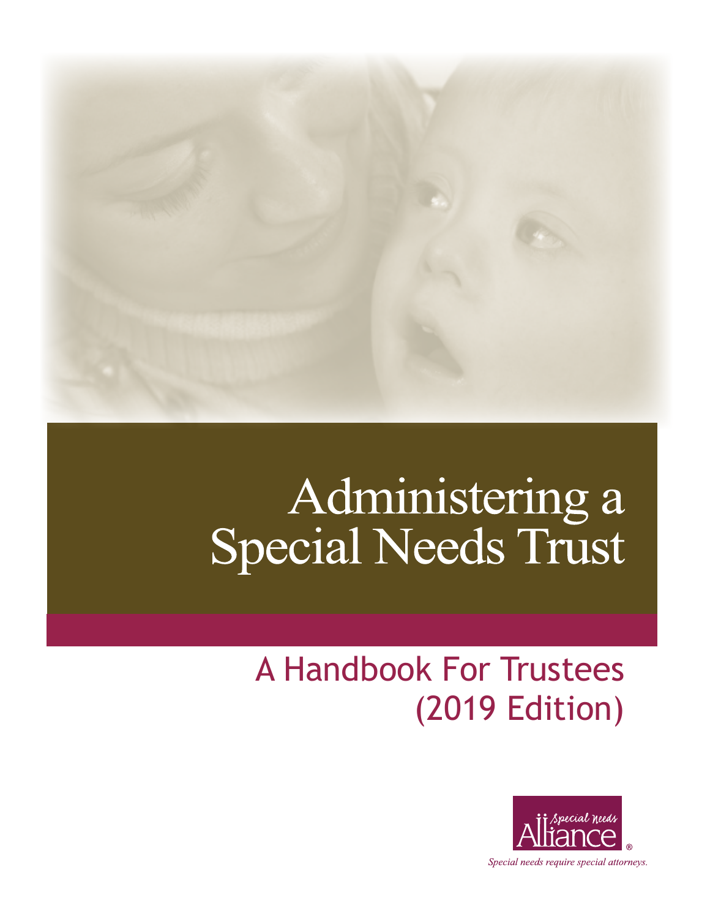# Administering a Special Needs Trust

## A Handbook For Trustees (2019 Edition)

Special Needs Alliance®

*Special needs require special attorneys.*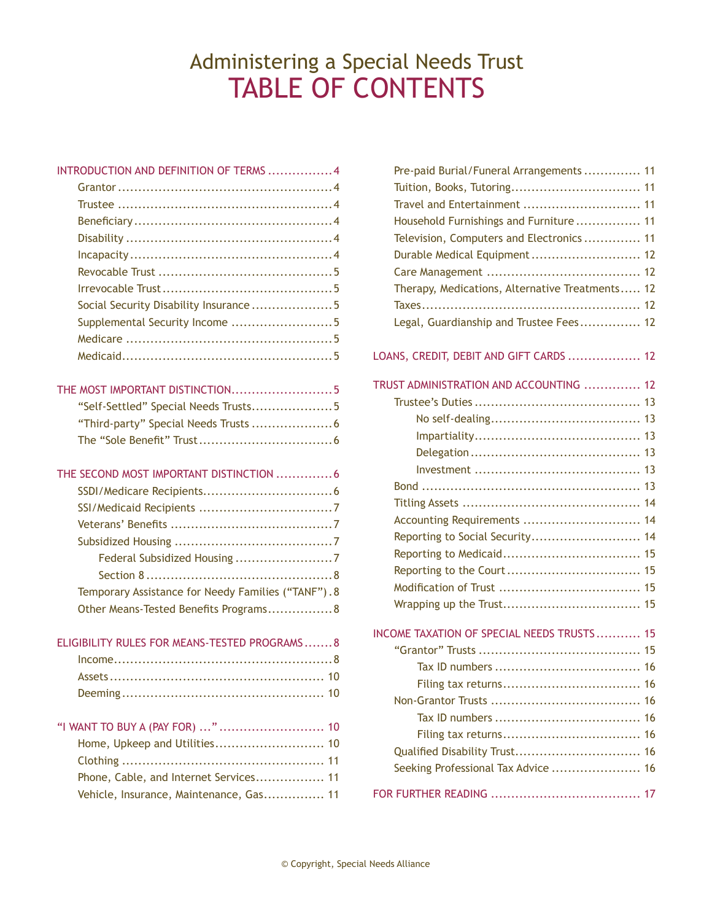# Administering a Special Needs Trust

# TABLE OF CONTENTS

INTRODUCTION AND DEFINITION OF TERMS ................4
- Grantor ................4
- Trustee ................4
- Beneficiary ................4
- Disability ................4
- Incapacity ................4
- Revocable Trust ................5
- Irrevocable Trust ................5
- Social Security Disability Insurance ................5
- Supplemental Security Income ................5
- Medicare ................5
- Medicaid ................5

THE MOST IMPORTANT DISTINCTION ................5
- "Self-Settled" Special Needs Trusts ................5
- "Third-party" Special Needs Trusts ................6
- The "Sole Benefit" Trust ................6

THE SECOND MOST IMPORTANT DISTINCTION ................6
- SSDI/Medicare Recipients ................6
- SSI/Medicaid Recipients ................7
- Veterans' Benefits ................7
- Subsidized Housing ................7
  - Federal Subsidized Housing ................7
  - Section 8 ................8
- Temporary Assistance for Needy Families ("TANF") ................8
- Other Means-Tested Benefits Programs ................8

ELIGIBILITY RULES FOR MEANS-TESTED PROGRAMS ................8
- Income ................8
- Assets ................10
- Deeming ................10

"I WANT TO BUY A (PAY FOR) ..." ................10
- Home, Upkeep and Utilities ................10
- Clothing ................11
- Phone, Cable, and Internet Services ................11
- Vehicle, Insurance, Maintenance, Gas ................11
- Pre-paid Burial/Funeral Arrangements ................11
- Tuition, Books, Tutoring ................11
- Travel and Entertainment ................11
- Household Furnishings and Furniture ................11
- Television, Computers and Electronics ................11
- Durable Medical Equipment ................12
- Care Management ................12
- Therapy, Medications, Alternative Treatments ................12
- Taxes ................12
- Legal, Guardianship and Trustee Fees ................12

LOANS, CREDIT, DEBIT AND GIFT CARDS ................12

TRUST ADMINISTRATION AND ACCOUNTING ................12
- Trustee's Duties ................13
  - No self-dealing ................13
  - Impartiality ................13
  - Delegation ................13
  - Investment ................13
- Bond ................13
- Titling Assets ................14
- Accounting Requirements ................14
- Reporting to Social Security ................14
- Reporting to Medicaid ................15
- Reporting to the Court ................15
- Modification of Trust ................15
- Wrapping up the Trust ................15

INCOME TAXATION OF SPECIAL NEEDS TRUSTS ................15
- "Grantor" Trusts ................15
  - Tax ID numbers ................16
  - Filing tax returns ................16
- Non-Grantor Trusts ................16
  - Tax ID numbers ................16
  - Filing tax returns ................16
- Qualified Disability Trust ................16
- Seeking Professional Tax Advice ................16

FOR FURTHER READING ................17

© Copyright, Special Needs Alliance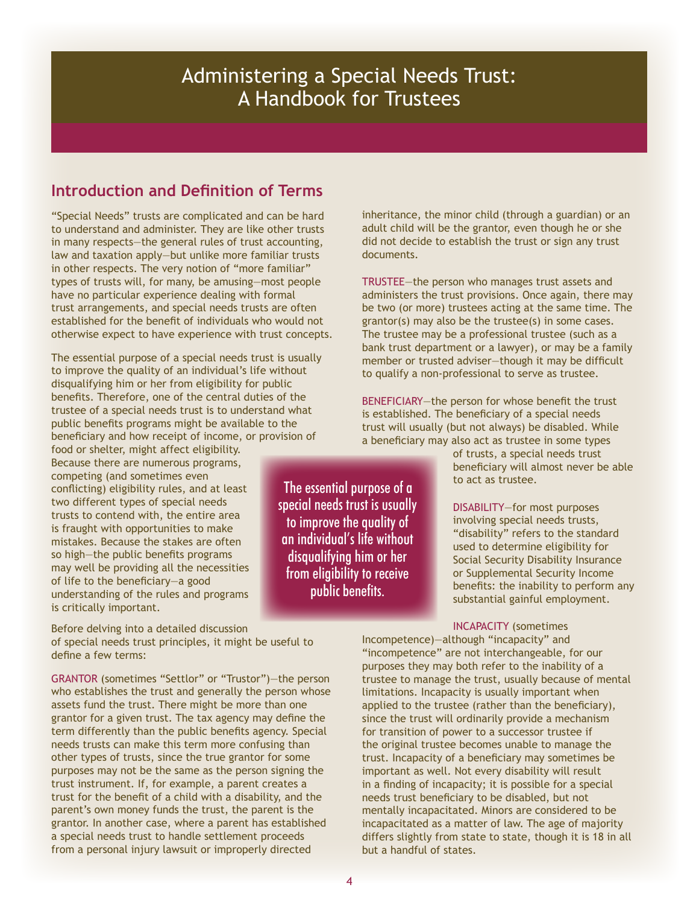# Administering a Special Needs Trust: A Handbook for Trustees

## Introduction and Definition of Terms

"Special Needs" trusts are complicated and can be hard to understand and administer. They are like other trusts in many respects—the general rules of trust accounting, law and taxation apply—but unlike more familiar trusts in other respects. The very notion of "more familiar" types of trusts will, for many, be amusing—most people have no particular experience dealing with formal trust arrangements, and special needs trusts are often established for the benefit of individuals who would not otherwise expect to have experience with trust concepts.

The essential purpose of a special needs trust is usually to improve the quality of an individual's life without disqualifying him or her from eligibility for public benefits. Therefore, one of the central duties of the trustee of a special needs trust is to understand what public benefits programs might be available to the beneficiary and how receipt of income, or provision of food or shelter, might affect eligibility. Because there are numerous programs, competing (and sometimes even conflicting) eligibility rules, and at least two different types of special needs trusts to contend with, the entire area is fraught with opportunities to make mistakes. Because the stakes are often so high—the public benefits programs may well be providing all the necessities of life to the beneficiary—a good understanding of the rules and programs is critically important.

> The essential purpose of a special needs trust is usually to improve the quality of an individual's life without disqualifying him or her from eligibility to receive public benefits.

Before delving into a detailed discussion of special needs trust principles, it might be useful to define a few terms:

GRANTOR (sometimes "Settlor" or "Trustor")—the person who establishes the trust and generally the person whose assets fund the trust. There might be more than one grantor for a given trust. The tax agency may define the term differently than the public benefits agency. Special needs trusts can make this term more confusing than other types of trusts, since the true grantor for some purposes may not be the same as the person signing the trust instrument. If, for example, a parent creates a trust for the benefit of a child with a disability, and the parent's own money funds the trust, the parent is the grantor. In another case, where a parent has established a special needs trust to handle settlement proceeds from a personal injury lawsuit or improperly directed inheritance, the minor child (through a guardian) or an adult child will be the grantor, even though he or she did not decide to establish the trust or sign any trust documents.

TRUSTEE—the person who manages trust assets and administers the trust provisions. Once again, there may be two (or more) trustees acting at the same time. The grantor(s) may also be the trustee(s) in some cases. The trustee may be a professional trustee (such as a bank trust department or a lawyer), or may be a family member or trusted adviser—though it may be difficult to qualify a non-professional to serve as trustee.

BENEFICIARY—the person for whose benefit the trust is established. The beneficiary of a special needs trust will usually (but not always) be disabled. While a beneficiary may also act as trustee in some types of trusts, a special needs trust beneficiary will almost never be able to act as trustee.

DISABILITY—for most purposes involving special needs trusts, "disability" refers to the standard used to determine eligibility for Social Security Disability Insurance or Supplemental Security Income benefits: the inability to perform any substantial gainful employment.

INCAPACITY (sometimes Incompetence)—although "incapacity" and "incompetence" are not interchangeable, for our purposes they may both refer to the inability of a trustee to manage the trust, usually because of mental limitations. Incapacity is usually important when applied to the trustee (rather than the beneficiary), since the trust will ordinarily provide a mechanism for transition of power to a successor trustee if the original trustee becomes unable to manage the trust. Incapacity of a beneficiary may sometimes be important as well. Not every disability will result in a finding of incapacity; it is possible for a special needs trust beneficiary to be disabled, but not mentally incapacitated. Minors are considered to be incapacitated as a matter of law. The age of majority differs slightly from state to state, though it is 18 in all but a handful of states.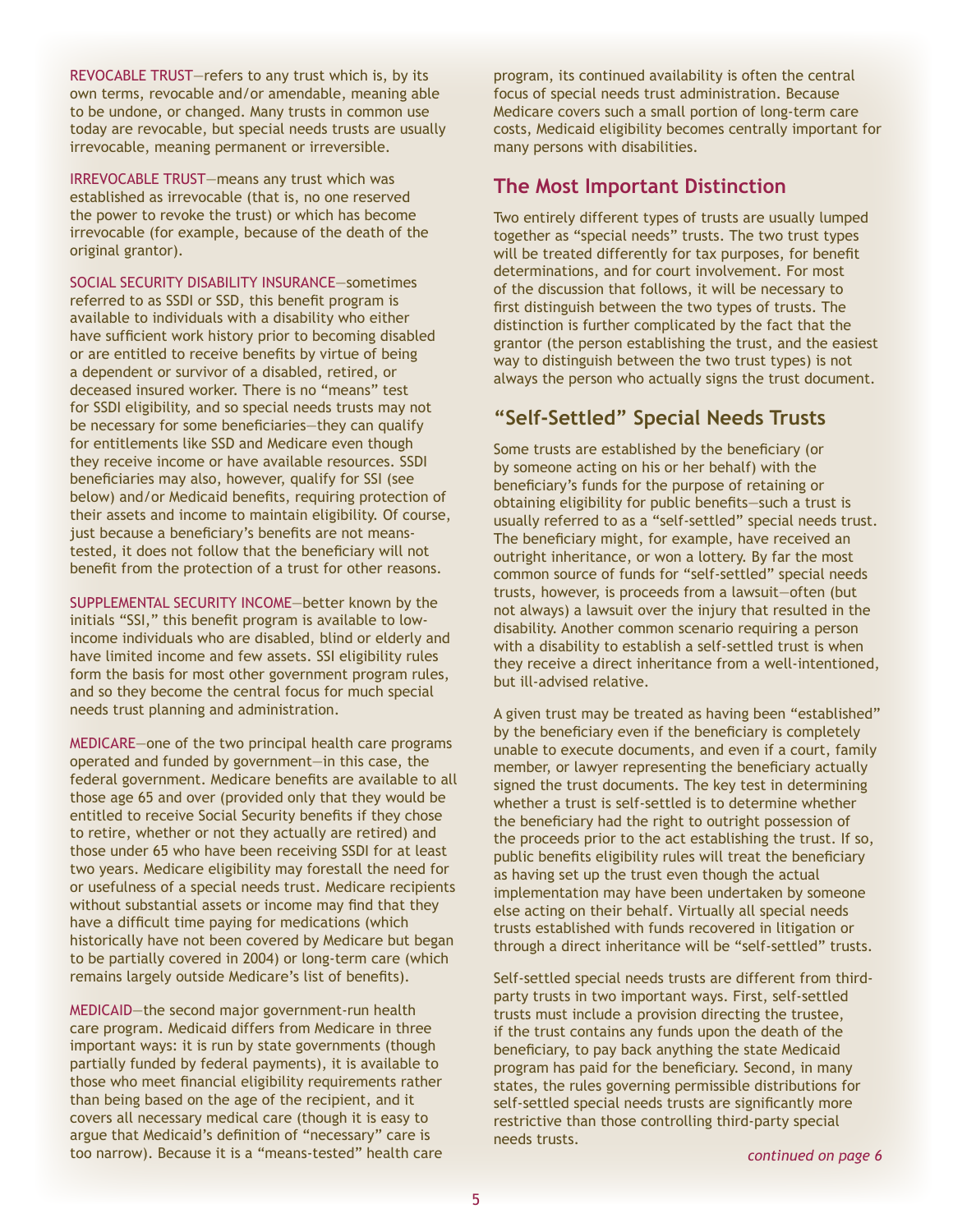REVOCABLE TRUST—refers to any trust which is, by its own terms, revocable and/or amendable, meaning able to be undone, or changed. Many trusts in common use today are revocable, but special needs trusts are usually irrevocable, meaning permanent or irreversible.

IRREVOCABLE TRUST—means any trust which was established as irrevocable (that is, no one reserved the power to revoke the trust) or which has become irrevocable (for example, because of the death of the original grantor).

SOCIAL SECURITY DISABILITY INSURANCE—sometimes referred to as SSDI or SSD, this benefit program is available to individuals with a disability who either have sufficient work history prior to becoming disabled or are entitled to receive benefits by virtue of being a dependent or survivor of a disabled, retired, or deceased insured worker. There is no "means" test for SSDI eligibility, and so special needs trusts may not be necessary for some beneficiaries—they can qualify for entitlements like SSD and Medicare even though they receive income or have available resources. SSDI beneficiaries may also, however, qualify for SSI (see below) and/or Medicaid benefits, requiring protection of their assets and income to maintain eligibility. Of course, just because a beneficiary's benefits are not means-tested, it does not follow that the beneficiary will not benefit from the protection of a trust for other reasons.

SUPPLEMENTAL SECURITY INCOME—better known by the initials "SSI," this benefit program is available to low-income individuals who are disabled, blind or elderly and have limited income and few assets. SSI eligibility rules form the basis for most other government program rules, and so they become the central focus for much special needs trust planning and administration.

MEDICARE—one of the two principal health care programs operated and funded by government—in this case, the federal government. Medicare benefits are available to all those age 65 and over (provided only that they would be entitled to receive Social Security benefits if they chose to retire, whether or not they actually are retired) and those under 65 who have been receiving SSDI for at least two years. Medicare eligibility may forestall the need for or usefulness of a special needs trust. Medicare recipients without substantial assets or income may find that they have a difficult time paying for medications (which historically have not been covered by Medicare but began to be partially covered in 2004) or long-term care (which remains largely outside Medicare's list of benefits).

MEDICAID—the second major government-run health care program. Medicaid differs from Medicare in three important ways: it is run by state governments (though partially funded by federal payments), it is available to those who meet financial eligibility requirements rather than being based on the age of the recipient, and it covers all necessary medical care (though it is easy to argue that Medicaid's definition of "necessary" care is too narrow). Because it is a "means-tested" health care program, its continued availability is often the central focus of special needs trust administration. Because Medicare covers such a small portion of long-term care costs, Medicaid eligibility becomes centrally important for many persons with disabilities.

## The Most Important Distinction

Two entirely different types of trusts are usually lumped together as "special needs" trusts. The two trust types will be treated differently for tax purposes, for benefit determinations, and for court involvement. For most of the discussion that follows, it will be necessary to first distinguish between the two types of trusts. The distinction is further complicated by the fact that the grantor (the person establishing the trust, and the easiest way to distinguish between the two trust types) is not always the person who actually signs the trust document.

## "Self-Settled" Special Needs Trusts

Some trusts are established by the beneficiary (or by someone acting on his or her behalf) with the beneficiary's funds for the purpose of retaining or obtaining eligibility for public benefits—such a trust is usually referred to as a "self-settled" special needs trust. The beneficiary might, for example, have received an outright inheritance, or won a lottery. By far the most common source of funds for "self-settled" special needs trusts, however, is proceeds from a lawsuit—often (but not always) a lawsuit over the injury that resulted in the disability. Another common scenario requiring a person with a disability to establish a self-settled trust is when they receive a direct inheritance from a well-intentioned, but ill-advised relative.

A given trust may be treated as having been "established" by the beneficiary even if the beneficiary is completely unable to execute documents, and even if a court, family member, or lawyer representing the beneficiary actually signed the trust documents. The key test in determining whether a trust is self-settled is to determine whether the beneficiary had the right to outright possession of the proceeds prior to the act establishing the trust. If so, public benefits eligibility rules will treat the beneficiary as having set up the trust even though the actual implementation may have been undertaken by someone else acting on their behalf. Virtually all special needs trusts established with funds recovered in litigation or through a direct inheritance will be "self-settled" trusts.

Self-settled special needs trusts are different from third-party trusts in two important ways. First, self-settled trusts must include a provision directing the trustee, if the trust contains any funds upon the death of the beneficiary, to pay back anything the state Medicaid program has paid for the beneficiary. Second, in many states, the rules governing permissible distributions for self-settled special needs trusts are significantly more restrictive than those controlling third-party special needs trusts.

*continued on page 6*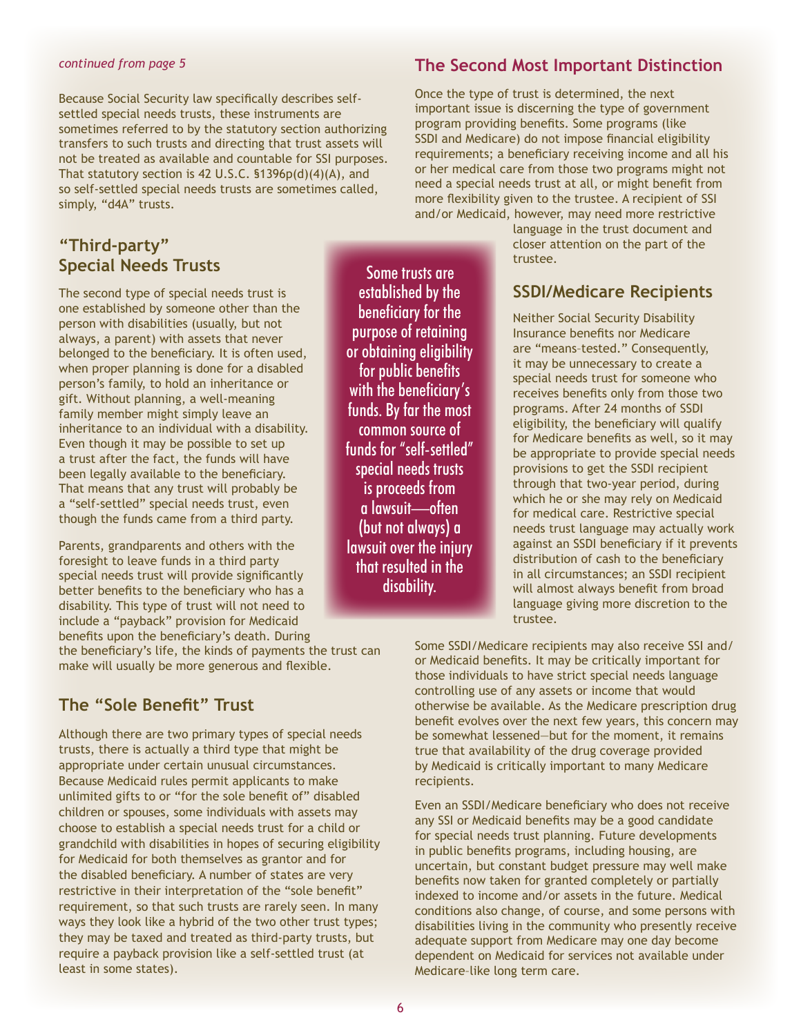*continued from page 5*

Because Social Security law specifically describes self-settled special needs trusts, these instruments are sometimes referred to by the statutory section authorizing transfers to such trusts and directing that trust assets will not be treated as available and countable for SSI purposes. That statutory section is 42 U.S.C. §1396p(d)(4)(A), and so self-settled special needs trusts are sometimes called, simply, "d4A" trusts.

## "Third-party" Special Needs Trusts

The second type of special needs trust is one established by someone other than the person with disabilities (usually, but not always, a parent) with assets that never belonged to the beneficiary. It is often used, when proper planning is done for a disabled person's family, to hold an inheritance or gift. Without planning, a well-meaning family member might simply leave an inheritance to an individual with a disability. Even though it may be possible to set up a trust after the fact, the funds will have been legally available to the beneficiary. That means that any trust will probably be a "self-settled" special needs trust, even though the funds came from a third party.

Parents, grandparents and others with the foresight to leave funds in a third party special needs trust will provide significantly better benefits to the beneficiary who has a disability. This type of trust will not need to include a "payback" provision for Medicaid benefits upon the beneficiary's death. During the beneficiary's life, the kinds of payments the trust can make will usually be more generous and flexible.

> Some trusts are established by the beneficiary for the purpose of retaining or obtaining eligibility for public benefits with the beneficiary's funds. By far the most common source of funds for "self-settled" special needs trusts is proceeds from a lawsuit—often (but not always) a lawsuit over the injury that resulted in the disability.

## The "Sole Benefit" Trust

Although there are two primary types of special needs trusts, there is actually a third type that might be appropriate under certain unusual circumstances. Because Medicaid rules permit applicants to make unlimited gifts to or "for the sole benefit of" disabled children or spouses, some individuals with assets may choose to establish a special needs trust for a child or grandchild with disabilities in hopes of securing eligibility for Medicaid for both themselves as grantor and for the disabled beneficiary. A number of states are very restrictive in their interpretation of the "sole benefit" requirement, so that such trusts are rarely seen. In many ways they look like a hybrid of the two other trust types; they may be taxed and treated as third-party trusts, but require a payback provision like a self-settled trust (at least in some states).

## The Second Most Important Distinction

Once the type of trust is determined, the next important issue is discerning the type of government program providing benefits. Some programs (like SSDI and Medicare) do not impose financial eligibility requirements; a beneficiary receiving income and all his or her medical care from those two programs might not need a special needs trust at all, or might benefit from more flexibility given to the trustee. A recipient of SSI and/or Medicaid, however, may need more restrictive language in the trust document and closer attention on the part of the trustee.

## SSDI/Medicare Recipients

Neither Social Security Disability Insurance benefits nor Medicare are "means-tested." Consequently, it may be unnecessary to create a special needs trust for someone who receives benefits only from those two programs. After 24 months of SSDI eligibility, the beneficiary will qualify for Medicare benefits as well, so it may be appropriate to provide special needs provisions to get the SSDI recipient through that two-year period, during which he or she may rely on Medicaid for medical care. Restrictive special needs trust language may actually work against an SSDI beneficiary if it prevents distribution of cash to the beneficiary in all circumstances; an SSDI recipient will almost always benefit from broad language giving more discretion to the trustee.

Some SSDI/Medicare recipients may also receive SSI and/or Medicaid benefits. It may be critically important for those individuals to have strict special needs language controlling use of any assets or income that would otherwise be available. As the Medicare prescription drug benefit evolves over the next few years, this concern may be somewhat lessened—but for the moment, it remains true that availability of the drug coverage provided by Medicaid is critically important to many Medicare recipients.

Even an SSDI/Medicare beneficiary who does not receive any SSI or Medicaid benefits may be a good candidate for special needs trust planning. Future developments in public benefits programs, including housing, are uncertain, but constant budget pressure may well make benefits now taken for granted completely or partially indexed to income and/or assets in the future. Medical conditions also change, of course, and some persons with disabilities living in the community who presently receive adequate support from Medicare may one day become dependent on Medicaid for services not available under Medicare–like long term care.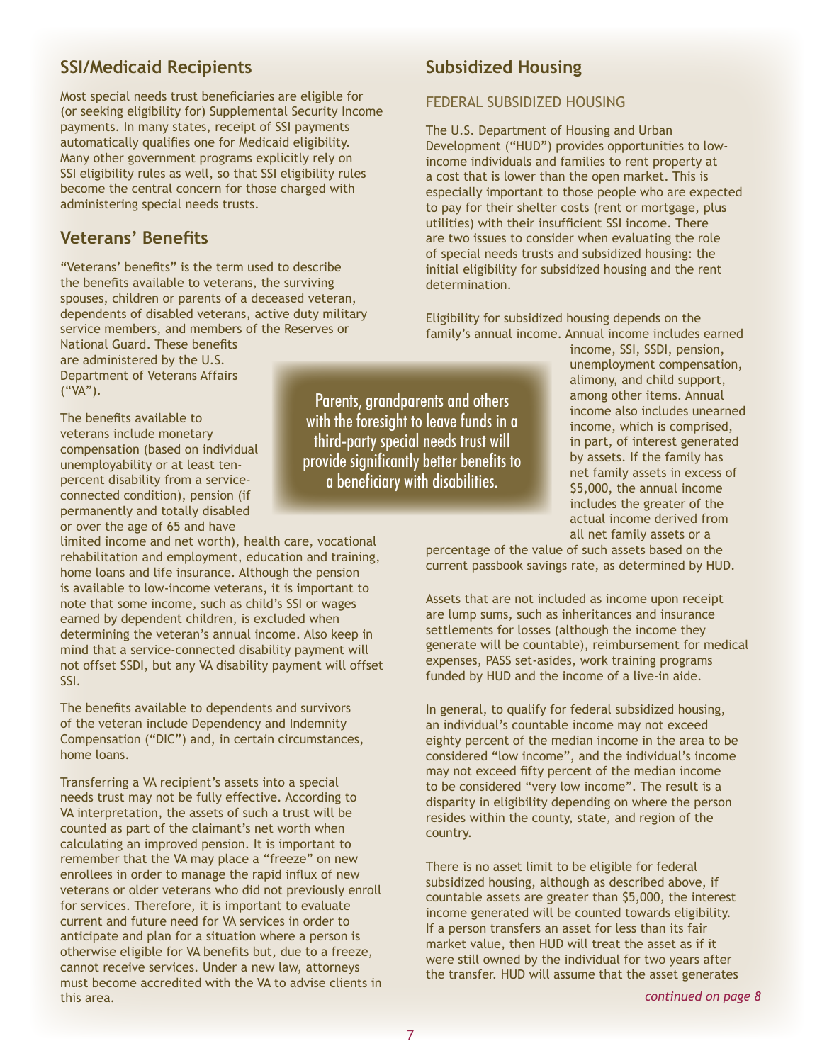## SSI/Medicaid Recipients

Most special needs trust beneficiaries are eligible for (or seeking eligibility for) Supplemental Security Income payments. In many states, receipt of SSI payments automatically qualifies one for Medicaid eligibility. Many other government programs explicitly rely on SSI eligibility rules as well, so that SSI eligibility rules become the central concern for those charged with administering special needs trusts.

## Veterans' Benefits

"Veterans' benefits" is the term used to describe the benefits available to veterans, the surviving spouses, children or parents of a deceased veteran, dependents of disabled veterans, active duty military service members, and members of the Reserves or National Guard. These benefits are administered by the U.S. Department of Veterans Affairs ("VA").

The benefits available to veterans include monetary compensation (based on individual unemployability or at least ten-percent disability from a service-connected condition), pension (if permanently and totally disabled or over the age of 65 and have limited income and net worth), health care, vocational rehabilitation and employment, education and training, home loans and life insurance. Although the pension is available to low-income veterans, it is important to note that some income, such as child's SSI or wages earned by dependent children, is excluded when determining the veteran's annual income. Also keep in mind that a service-connected disability payment will not offset SSDI, but any VA disability payment will offset SSI.

The benefits available to dependents and survivors of the veteran include Dependency and Indemnity Compensation ("DIC") and, in certain circumstances, home loans.

Transferring a VA recipient's assets into a special needs trust may not be fully effective. According to VA interpretation, the assets of such a trust will be counted as part of the claimant's net worth when calculating an improved pension. It is important to remember that the VA may place a "freeze" on new enrollees in order to manage the rapid influx of new veterans or older veterans who did not previously enroll for services. Therefore, it is important to evaluate current and future need for VA services in order to anticipate and plan for a situation where a person is otherwise eligible for VA benefits but, due to a freeze, cannot receive services. Under a new law, attorneys must become accredited with the VA to advise clients in this area.

> Parents, grandparents and others with the foresight to leave funds in a third-party special needs trust will provide significantly better benefits to a beneficiary with disabilities.

## Subsidized Housing

### FEDERAL SUBSIDIZED HOUSING

The U.S. Department of Housing and Urban Development ("HUD") provides opportunities to low-income individuals and families to rent property at a cost that is lower than the open market. This is especially important to those people who are expected to pay for their shelter costs (rent or mortgage, plus utilities) with their insufficient SSI income. There are two issues to consider when evaluating the role of special needs trusts and subsidized housing: the initial eligibility for subsidized housing and the rent determination.

Eligibility for subsidized housing depends on the family's annual income. Annual income includes earned income, SSI, SSDI, pension, unemployment compensation, alimony, and child support, among other items. Annual income also includes unearned income, which is comprised, in part, of interest generated by assets. If the family has net family assets in excess of $5,000, the annual income includes the greater of the actual income derived from all net family assets or a percentage of the value of such assets based on the current passbook savings rate, as determined by HUD.

Assets that are not included as income upon receipt are lump sums, such as inheritances and insurance settlements for losses (although the income they generate will be countable), reimbursement for medical expenses, PASS set-asides, work training programs funded by HUD and the income of a live-in aide.

In general, to qualify for federal subsidized housing, an individual's countable income may not exceed eighty percent of the median income in the area to be considered "low income", and the individual's income may not exceed fifty percent of the median income to be considered "very low income". The result is a disparity in eligibility depending on where the person resides within the county, state, and region of the country.

There is no asset limit to be eligible for federal subsidized housing, although as described above, if countable assets are greater than $5,000, the interest income generated will be counted towards eligibility. If a person transfers an asset for less than its fair market value, then HUD will treat the asset as if it were still owned by the individual for two years after the transfer. HUD will assume that the asset generates

*continued on page 8*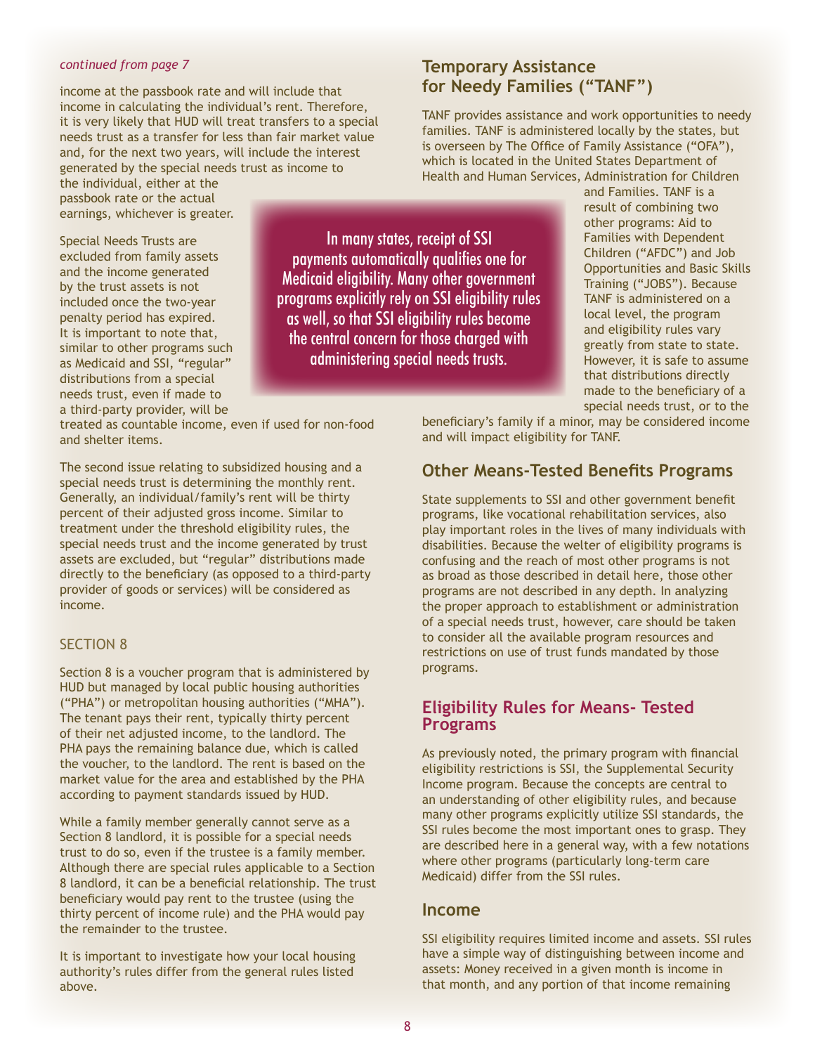*continued from page 7*

income at the passbook rate and will include that income in calculating the individual's rent. Therefore, it is very likely that HUD will treat transfers to a special needs trust as a transfer for less than fair market value and, for the next two years, will include the interest generated by the special needs trust as income to the individual, either at the passbook rate or the actual earnings, whichever is greater.

Special Needs Trusts are excluded from family assets and the income generated by the trust assets is not included once the two-year penalty period has expired. It is important to note that, similar to other programs such as Medicaid and SSI, "regular" distributions from a special needs trust, even if made to a third-party provider, will be treated as countable income, even if used for non-food and shelter items.

> In many states, receipt of SSI payments automatically qualifies one for Medicaid eligibility. Many other government programs explicitly rely on SSI eligibility rules as well, so that SSI eligibility rules become the central concern for those charged with administering special needs trusts.

The second issue relating to subsidized housing and a special needs trust is determining the monthly rent. Generally, an individual/family's rent will be thirty percent of their adjusted gross income. Similar to treatment under the threshold eligibility rules, the special needs trust and the income generated by trust assets are excluded, but "regular" distributions made directly to the beneficiary (as opposed to a third-party provider of goods or services) will be considered as income.

### SECTION 8

Section 8 is a voucher program that is administered by HUD but managed by local public housing authorities ("PHA") or metropolitan housing authorities ("MHA"). The tenant pays their rent, typically thirty percent of their net adjusted income, to the landlord. The PHA pays the remaining balance due, which is called the voucher, to the landlord. The rent is based on the market value for the area and established by the PHA according to payment standards issued by HUD.

While a family member generally cannot serve as a Section 8 landlord, it is possible for a special needs trust to do so, even if the trustee is a family member. Although there are special rules applicable to a Section 8 landlord, it can be a beneficial relationship. The trust beneficiary would pay rent to the trustee (using the thirty percent of income rule) and the PHA would pay the remainder to the trustee.

It is important to investigate how your local housing authority's rules differ from the general rules listed above.

## Temporary Assistance for Needy Families ("TANF")

TANF provides assistance and work opportunities to needy families. TANF is administered locally by the states, but is overseen by The Office of Family Assistance ("OFA"), which is located in the United States Department of Health and Human Services, Administration for Children and Families. TANF is a result of combining two other programs: Aid to Families with Dependent Children ("AFDC") and Job Opportunities and Basic Skills Training ("JOBS"). Because TANF is administered on a local level, the program and eligibility rules vary greatly from state to state. However, it is safe to assume that distributions directly made to the beneficiary of a special needs trust, or to the beneficiary's family if a minor, may be considered income and will impact eligibility for TANF.

## Other Means-Tested Benefits Programs

State supplements to SSI and other government benefit programs, like vocational rehabilitation services, also play important roles in the lives of many individuals with disabilities. Because the welter of eligibility programs is confusing and the reach of most other programs is not as broad as those described in detail here, those other programs are not described in any depth. In analyzing the proper approach to establishment or administration of a special needs trust, however, care should be taken to consider all the available program resources and restrictions on use of trust funds mandated by those programs.

## Eligibility Rules for Means- Tested Programs

As previously noted, the primary program with financial eligibility restrictions is SSI, the Supplemental Security Income program. Because the concepts are central to an understanding of other eligibility rules, and because many other programs explicitly utilize SSI standards, the SSI rules become the most important ones to grasp. They are described here in a general way, with a few notations where other programs (particularly long-term care Medicaid) differ from the SSI rules.

### Income

SSI eligibility requires limited income and assets. SSI rules have a simple way of distinguishing between income and assets: Money received in a given month is income in that month, and any portion of that income remaining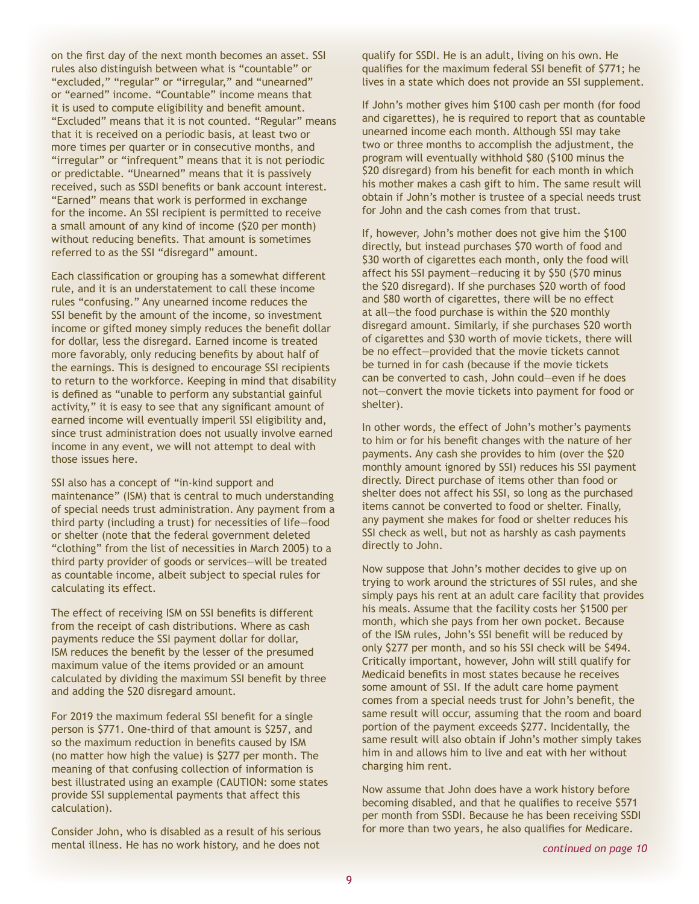on the first day of the next month becomes an asset. SSI rules also distinguish between what is "countable" or "excluded," "regular" or "irregular," and "unearned" or "earned" income. "Countable" income means that it is used to compute eligibility and benefit amount. "Excluded" means that it is not counted. "Regular" means that it is received on a periodic basis, at least two or more times per quarter or in consecutive months, and "irregular" or "infrequent" means that it is not periodic or predictable. "Unearned" means that it is passively received, such as SSDI benefits or bank account interest. "Earned" means that work is performed in exchange for the income. An SSI recipient is permitted to receive a small amount of any kind of income ($20 per month) without reducing benefits. That amount is sometimes referred to as the SSI "disregard" amount.

Each classification or grouping has a somewhat different rule, and it is an understatement to call these income rules "confusing." Any unearned income reduces the SSI benefit by the amount of the income, so investment income or gifted money simply reduces the benefit dollar for dollar, less the disregard. Earned income is treated more favorably, only reducing benefits by about half of the earnings. This is designed to encourage SSI recipients to return to the workforce. Keeping in mind that disability is defined as "unable to perform any substantial gainful activity," it is easy to see that any significant amount of earned income will eventually imperil SSI eligibility and, since trust administration does not usually involve earned income in any event, we will not attempt to deal with those issues here.

SSI also has a concept of "in-kind support and maintenance" (ISM) that is central to much understanding of special needs trust administration. Any payment from a third party (including a trust) for necessities of life—food or shelter (note that the federal government deleted "clothing" from the list of necessities in March 2005) to a third party provider of goods or services—will be treated as countable income, albeit subject to special rules for calculating its effect.

The effect of receiving ISM on SSI benefits is different from the receipt of cash distributions. Where as cash payments reduce the SSI payment dollar for dollar, ISM reduces the benefit by the lesser of the presumed maximum value of the items provided or an amount calculated by dividing the maximum SSI benefit by three and adding the $20 disregard amount.

For 2019 the maximum federal SSI benefit for a single person is $771. One-third of that amount is $257, and so the maximum reduction in benefits caused by ISM (no matter how high the value) is $277 per month. The meaning of that confusing collection of information is best illustrated using an example (CAUTION: some states provide SSI supplemental payments that affect this calculation).

Consider John, who is disabled as a result of his serious mental illness. He has no work history, and he does not qualify for SSDI. He is an adult, living on his own. He qualifies for the maximum federal SSI benefit of $771; he lives in a state which does not provide an SSI supplement.

If John's mother gives him $100 cash per month (for food and cigarettes), he is required to report that as countable unearned income each month. Although SSI may take two or three months to accomplish the adjustment, the program will eventually withhold $80 ($100 minus the $20 disregard) from his benefit for each month in which his mother makes a cash gift to him. The same result will obtain if John's mother is trustee of a special needs trust for John and the cash comes from that trust.

If, however, John's mother does not give him the $100 directly, but instead purchases $70 worth of food and $30 worth of cigarettes each month, only the food will affect his SSI payment—reducing it by $50 ($70 minus the $20 disregard). If she purchases $20 worth of food and $80 worth of cigarettes, there will be no effect at all—the food purchase is within the $20 monthly disregard amount. Similarly, if she purchases $20 worth of cigarettes and $30 worth of movie tickets, there will be no effect—provided that the movie tickets cannot be turned in for cash (because if the movie tickets can be converted to cash, John could—even if he does not—convert the movie tickets into payment for food or shelter).

In other words, the effect of John's mother's payments to him or for his benefit changes with the nature of her payments. Any cash she provides to him (over the $20 monthly amount ignored by SSI) reduces his SSI payment directly. Direct purchase of items other than food or shelter does not affect his SSI, so long as the purchased items cannot be converted to food or shelter. Finally, any payment she makes for food or shelter reduces his SSI check as well, but not as harshly as cash payments directly to John.

Now suppose that John's mother decides to give up on trying to work around the strictures of SSI rules, and she simply pays his rent at an adult care facility that provides his meals. Assume that the facility costs her $1500 per month, which she pays from her own pocket. Because of the ISM rules, John's SSI benefit will be reduced by only $277 per month, and so his SSI check will be $494. Critically important, however, John will still qualify for Medicaid benefits in most states because he receives some amount of SSI. If the adult care home payment comes from a special needs trust for John's benefit, the same result will occur, assuming that the room and board portion of the payment exceeds $277. Incidentally, the same result will also obtain if John's mother simply takes him in and allows him to live and eat with her without charging him rent.

Now assume that John does have a work history before becoming disabled, and that he qualifies to receive $571 per month from SSDI. Because he has been receiving SSDI for more than two years, he also qualifies for Medicare.

*continued on page 10*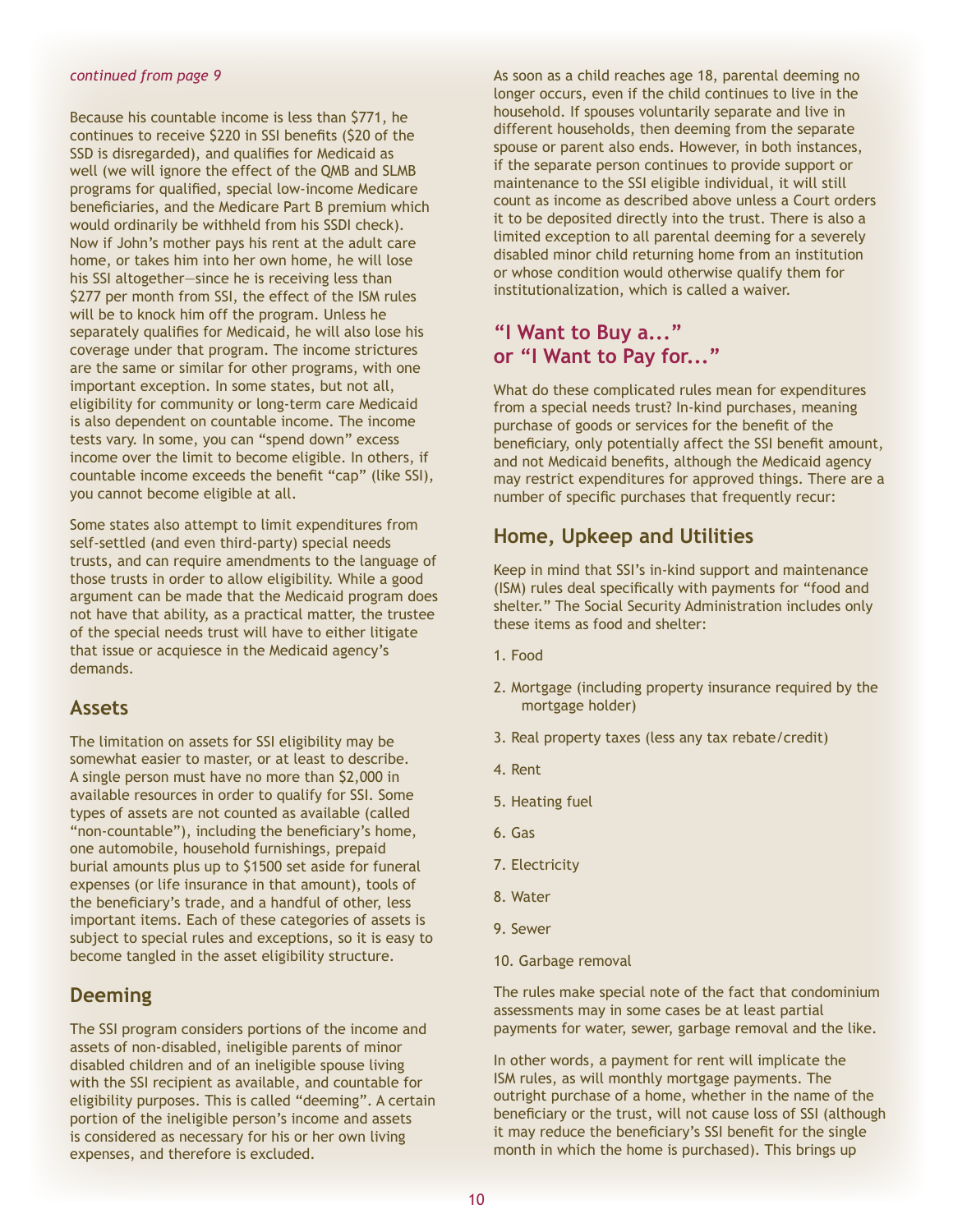*continued from page 9*

Because his countable income is less than $771, he continues to receive $220 in SSI benefits ($20 of the SSD is disregarded), and qualifies for Medicaid as well (we will ignore the effect of the QMB and SLMB programs for qualified, special low-income Medicare beneficiaries, and the Medicare Part B premium which would ordinarily be withheld from his SSDI check). Now if John's mother pays his rent at the adult care home, or takes him into her own home, he will lose his SSI altogether—since he is receiving less than $277 per month from SSI, the effect of the ISM rules will be to knock him off the program. Unless he separately qualifies for Medicaid, he will also lose his coverage under that program. The income strictures are the same or similar for other programs, with one important exception. In some states, but not all, eligibility for community or long-term care Medicaid is also dependent on countable income. The income tests vary. In some, you can "spend down" excess income over the limit to become eligible. In others, if countable income exceeds the benefit "cap" (like SSI), you cannot become eligible at all.

Some states also attempt to limit expenditures from self-settled (and even third-party) special needs trusts, and can require amendments to the language of those trusts in order to allow eligibility. While a good argument can be made that the Medicaid program does not have that ability, as a practical matter, the trustee of the special needs trust will have to either litigate that issue or acquiesce in the Medicaid agency's demands.

## Assets

The limitation on assets for SSI eligibility may be somewhat easier to master, or at least to describe. A single person must have no more than $2,000 in available resources in order to qualify for SSI. Some types of assets are not counted as available (called "non-countable"), including the beneficiary's home, one automobile, household furnishings, prepaid burial amounts plus up to $1500 set aside for funeral expenses (or life insurance in that amount), tools of the beneficiary's trade, and a handful of other, less important items. Each of these categories of assets is subject to special rules and exceptions, so it is easy to become tangled in the asset eligibility structure.

## Deeming

The SSI program considers portions of the income and assets of non-disabled, ineligible parents of minor disabled children and of an ineligible spouse living with the SSI recipient as available, and countable for eligibility purposes. This is called "deeming". A certain portion of the ineligible person's income and assets is considered as necessary for his or her own living expenses, and therefore is excluded.

As soon as a child reaches age 18, parental deeming no longer occurs, even if the child continues to live in the household. If spouses voluntarily separate and live in different households, then deeming from the separate spouse or parent also ends. However, in both instances, if the separate person continues to provide support or maintenance to the SSI eligible individual, it will still count as income as described above unless a Court orders it to be deposited directly into the trust. There is also a limited exception to all parental deeming for a severely disabled minor child returning home from an institution or whose condition would otherwise qualify them for institutionalization, which is called a waiver.

## "I Want to Buy a..." or "I Want to Pay for..."

What do these complicated rules mean for expenditures from a special needs trust? In-kind purchases, meaning purchase of goods or services for the benefit of the beneficiary, only potentially affect the SSI benefit amount, and not Medicaid benefits, although the Medicaid agency may restrict expenditures for approved things. There are a number of specific purchases that frequently recur:

## Home, Upkeep and Utilities

Keep in mind that SSI's in-kind support and maintenance (ISM) rules deal specifically with payments for "food and shelter." The Social Security Administration includes only these items as food and shelter:

1. Food
2. Mortgage (including property insurance required by the mortgage holder)
3. Real property taxes (less any tax rebate/credit)
4. Rent
5. Heating fuel
6. Gas
7. Electricity
8. Water
9. Sewer
10. Garbage removal

The rules make special note of the fact that condominium assessments may in some cases be at least partial payments for water, sewer, garbage removal and the like.

In other words, a payment for rent will implicate the ISM rules, as will monthly mortgage payments. The outright purchase of a home, whether in the name of the beneficiary or the trust, will not cause loss of SSI (although it may reduce the beneficiary's SSI benefit for the single month in which the home is purchased). This brings up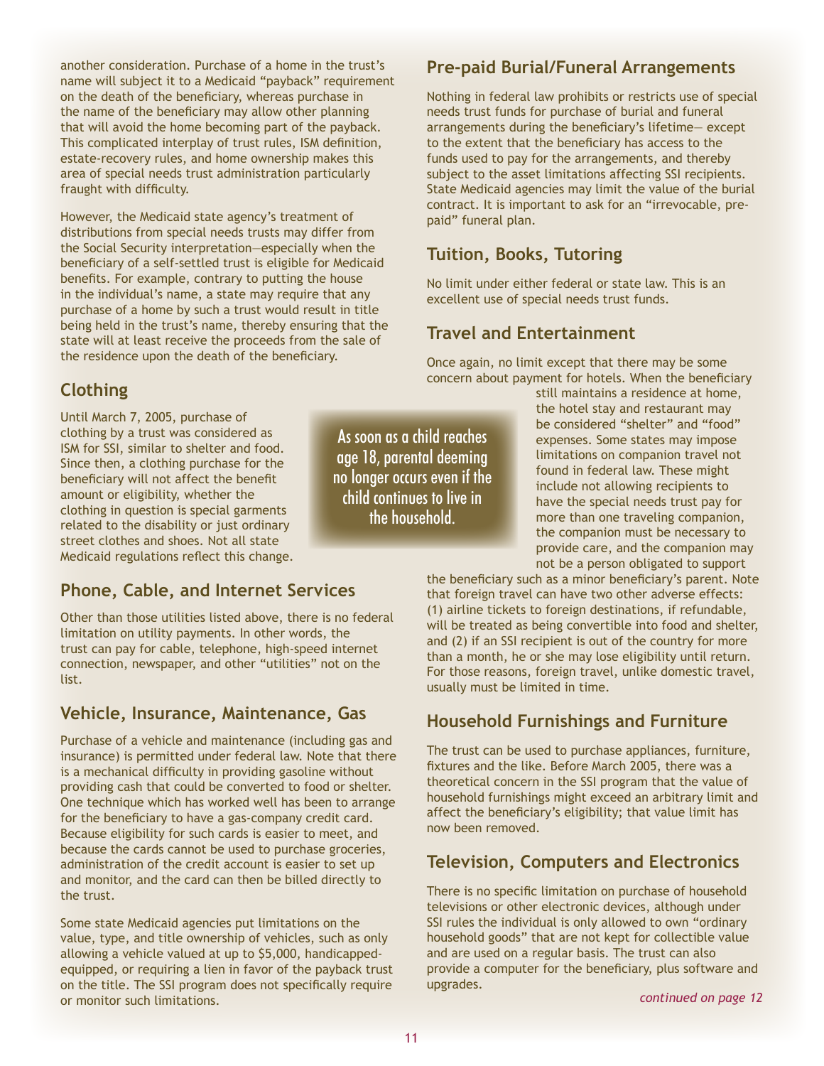another consideration. Purchase of a home in the trust's name will subject it to a Medicaid "payback" requirement on the death of the beneficiary, whereas purchase in the name of the beneficiary may allow other planning that will avoid the home becoming part of the payback. This complicated interplay of trust rules, ISM definition, estate-recovery rules, and home ownership makes this area of special needs trust administration particularly fraught with difficulty.

However, the Medicaid state agency's treatment of distributions from special needs trusts may differ from the Social Security interpretation—especially when the beneficiary of a self-settled trust is eligible for Medicaid benefits. For example, contrary to putting the house in the individual's name, a state may require that any purchase of a home by such a trust would result in title being held in the trust's name, thereby ensuring that the state will at least receive the proceeds from the sale of the residence upon the death of the beneficiary.

## Clothing

Until March 7, 2005, purchase of clothing by a trust was considered as ISM for SSI, similar to shelter and food. Since then, a clothing purchase for the beneficiary will not affect the benefit amount or eligibility, whether the clothing in question is special garments related to the disability or just ordinary street clothes and shoes. Not all state Medicaid regulations reflect this change.

> As soon as a child reaches age 18, parental deeming no longer occurs even if the child continues to live in the household.

## Phone, Cable, and Internet Services

Other than those utilities listed above, there is no federal limitation on utility payments. In other words, the trust can pay for cable, telephone, high-speed internet connection, newspaper, and other "utilities" not on the list.

## Vehicle, Insurance, Maintenance, Gas

Purchase of a vehicle and maintenance (including gas and insurance) is permitted under federal law. Note that there is a mechanical difficulty in providing gasoline without providing cash that could be converted to food or shelter. One technique which has worked well has been to arrange for the beneficiary to have a gas-company credit card. Because eligibility for such cards is easier to meet, and because the cards cannot be used to purchase groceries, administration of the credit account is easier to set up and monitor, and the card can then be billed directly to the trust.

Some state Medicaid agencies put limitations on the value, type, and title ownership of vehicles, such as only allowing a vehicle valued at up to $5,000, handicapped-equipped, or requiring a lien in favor of the payback trust on the title. The SSI program does not specifically require or monitor such limitations.

## Pre-paid Burial/Funeral Arrangements

Nothing in federal law prohibits or restricts use of special needs trust funds for purchase of burial and funeral arrangements during the beneficiary's lifetime— except to the extent that the beneficiary has access to the funds used to pay for the arrangements, and thereby subject to the asset limitations affecting SSI recipients. State Medicaid agencies may limit the value of the burial contract. It is important to ask for an "irrevocable, pre-paid" funeral plan.

## Tuition, Books, Tutoring

No limit under either federal or state law. This is an excellent use of special needs trust funds.

## Travel and Entertainment

Once again, no limit except that there may be some concern about payment for hotels. When the beneficiary still maintains a residence at home, the hotel stay and restaurant may be considered "shelter" and "food" expenses. Some states may impose limitations on companion travel not found in federal law. These might include not allowing recipients to have the special needs trust pay for more than one traveling companion, the companion must be necessary to provide care, and the companion may not be a person obligated to support the beneficiary such as a minor beneficiary's parent. Note that foreign travel can have two other adverse effects: (1) airline tickets to foreign destinations, if refundable, will be treated as being convertible into food and shelter, and (2) if an SSI recipient is out of the country for more than a month, he or she may lose eligibility until return. For those reasons, foreign travel, unlike domestic travel, usually must be limited in time.

## Household Furnishings and Furniture

The trust can be used to purchase appliances, furniture, fixtures and the like. Before March 2005, there was a theoretical concern in the SSI program that the value of household furnishings might exceed an arbitrary limit and affect the beneficiary's eligibility; that value limit has now been removed.

## Television, Computers and Electronics

There is no specific limitation on purchase of household televisions or other electronic devices, although under SSI rules the individual is only allowed to own "ordinary household goods" that are not kept for collectible value and are used on a regular basis. The trust can also provide a computer for the beneficiary, plus software and upgrades.

*continued on page 12*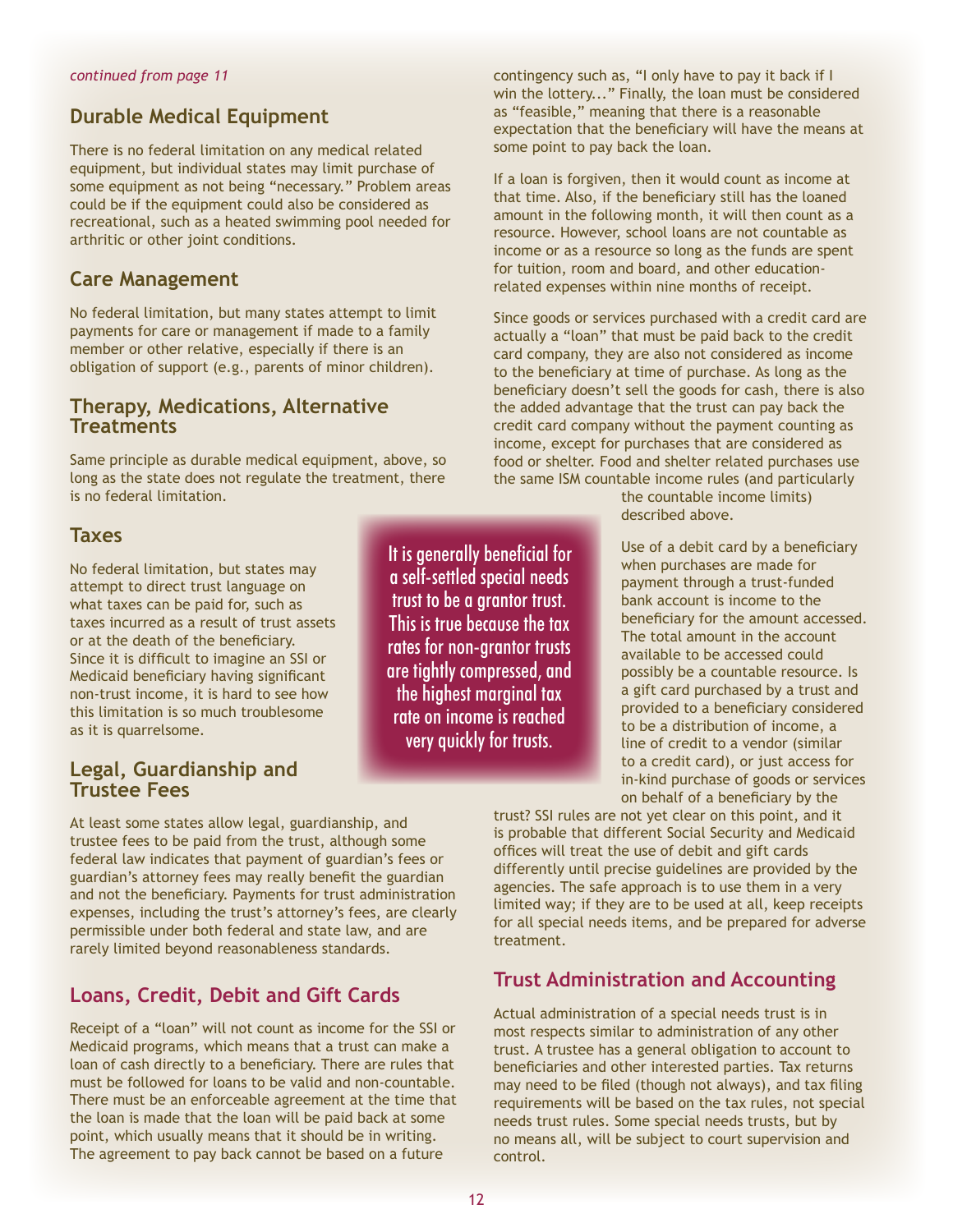*continued from page 11*

## Durable Medical Equipment

There is no federal limitation on any medical related equipment, but individual states may limit purchase of some equipment as not being "necessary." Problem areas could be if the equipment could also be considered as recreational, such as a heated swimming pool needed for arthritic or other joint conditions.

## Care Management

No federal limitation, but many states attempt to limit payments for care or management if made to a family member or other relative, especially if there is an obligation of support (e.g., parents of minor children).

## Therapy, Medications, Alternative Treatments

Same principle as durable medical equipment, above, so long as the state does not regulate the treatment, there is no federal limitation.

## Taxes

No federal limitation, but states may attempt to direct trust language on what taxes can be paid for, such as taxes incurred as a result of trust assets or at the death of the beneficiary. Since it is difficult to imagine an SSI or Medicaid beneficiary having significant non-trust income, it is hard to see how this limitation is so much troublesome as it is quarrelsome.

> It is generally beneficial for a self-settled special needs trust to be a grantor trust. This is true because the tax rates for non-grantor trusts are tightly compressed, and the highest marginal tax rate on income is reached very quickly for trusts.

## Legal, Guardianship and Trustee Fees

At least some states allow legal, guardianship, and trustee fees to be paid from the trust, although some federal law indicates that payment of guardian's fees or guardian's attorney fees may really benefit the guardian and not the beneficiary. Payments for trust administration expenses, including the trust's attorney's fees, are clearly permissible under both federal and state law, and are rarely limited beyond reasonableness standards.

## Loans, Credit, Debit and Gift Cards

Receipt of a "loan" will not count as income for the SSI or Medicaid programs, which means that a trust can make a loan of cash directly to a beneficiary. There are rules that must be followed for loans to be valid and non-countable. There must be an enforceable agreement at the time that the loan is made that the loan will be paid back at some point, which usually means that it should be in writing. The agreement to pay back cannot be based on a future contingency such as, "I only have to pay it back if I win the lottery..." Finally, the loan must be considered as "feasible," meaning that there is a reasonable expectation that the beneficiary will have the means at some point to pay back the loan.

If a loan is forgiven, then it would count as income at that time. Also, if the beneficiary still has the loaned amount in the following month, it will then count as a resource. However, school loans are not countable as income or as a resource so long as the funds are spent for tuition, room and board, and other education-related expenses within nine months of receipt.

Since goods or services purchased with a credit card are actually a "loan" that must be paid back to the credit card company, they are also not considered as income to the beneficiary at time of purchase. As long as the beneficiary doesn't sell the goods for cash, there is also the added advantage that the trust can pay back the credit card company without the payment counting as income, except for purchases that are considered as food or shelter. Food and shelter related purchases use the same ISM countable income rules (and particularly the countable income limits) described above.

Use of a debit card by a beneficiary when purchases are made for payment through a trust-funded bank account is income to the beneficiary for the amount accessed. The total amount in the account available to be accessed could possibly be a countable resource. Is a gift card purchased by a trust and provided to a beneficiary considered to be a distribution of income, a line of credit to a vendor (similar to a credit card), or just access for in-kind purchase of goods or services on behalf of a beneficiary by the trust? SSI rules are not yet clear on this point, and it is probable that different Social Security and Medicaid offices will treat the use of debit and gift cards differently until precise guidelines are provided by the agencies. The safe approach is to use them in a very limited way; if they are to be used at all, keep receipts for all special needs items, and be prepared for adverse treatment.

## Trust Administration and Accounting

Actual administration of a special needs trust is in most respects similar to administration of any other trust. A trustee has a general obligation to account to beneficiaries and other interested parties. Tax returns may need to be filed (though not always), and tax filing requirements will be based on the tax rules, not special needs trust rules. Some special needs trusts, but by no means all, will be subject to court supervision and control.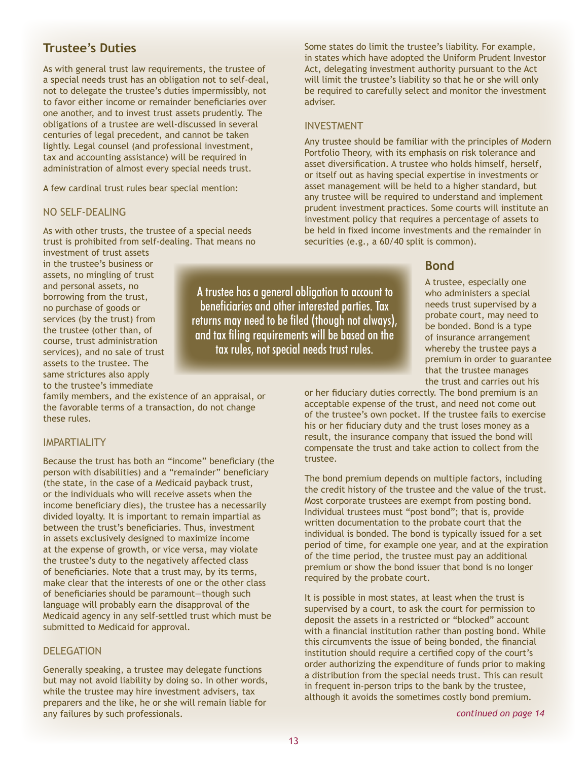## Trustee's Duties

As with general trust law requirements, the trustee of a special needs trust has an obligation not to self-deal, not to delegate the trustee's duties impermissibly, not to favor either income or remainder beneficiaries over one another, and to invest trust assets prudently. The obligations of a trustee are well-discussed in several centuries of legal precedent, and cannot be taken lightly. Legal counsel (and professional investment, tax and accounting assistance) will be required in administration of almost every special needs trust.

A few cardinal trust rules bear special mention:

### NO SELF-DEALING

As with other trusts, the trustee of a special needs trust is prohibited from self-dealing. That means no investment of trust assets in the trustee's business or assets, no mingling of trust and personal assets, no borrowing from the trust, no purchase of goods or services (by the trust) from the trustee (other than, of course, trust administration services), and no sale of trust assets to the trustee. The same strictures also apply to the trustee's immediate family members, and the existence of an appraisal, or the favorable terms of a transaction, do not change these rules.

> A trustee has a general obligation to account to beneficiaries and other interested parties. Tax returns may need to be filed (though not always), and tax filing requirements will be based on the tax rules, not special needs trust rules.

### IMPARTIALITY

Because the trust has both an "income" beneficiary (the person with disabilities) and a "remainder" beneficiary (the state, in the case of a Medicaid payback trust, or the individuals who will receive assets when the income beneficiary dies), the trustee has a necessarily divided loyalty. It is important to remain impartial as between the trust's beneficiaries. Thus, investment in assets exclusively designed to maximize income at the expense of growth, or vice versa, may violate the trustee's duty to the negatively affected class of beneficiaries. Note that a trust may, by its terms, make clear that the interests of one or the other class of beneficiaries should be paramount—though such language will probably earn the disapproval of the Medicaid agency in any self-settled trust which must be submitted to Medicaid for approval.

### DELEGATION

Generally speaking, a trustee may delegate functions but may not avoid liability by doing so. In other words, while the trustee may hire investment advisers, tax preparers and the like, he or she will remain liable for any failures by such professionals.

Some states do limit the trustee's liability. For example, in states which have adopted the Uniform Prudent Investor Act, delegating investment authority pursuant to the Act will limit the trustee's liability so that he or she will only be required to carefully select and monitor the investment adviser.

### INVESTMENT

Any trustee should be familiar with the principles of Modern Portfolio Theory, with its emphasis on risk tolerance and asset diversification. A trustee who holds himself, herself, or itself out as having special expertise in investments or asset management will be held to a higher standard, but any trustee will be required to understand and implement prudent investment practices. Some courts will institute an investment policy that requires a percentage of assets to be held in fixed income investments and the remainder in securities (e.g., a 60/40 split is common).

## Bond

A trustee, especially one who administers a special needs trust supervised by a probate court, may need to be bonded. Bond is a type of insurance arrangement whereby the trustee pays a premium in order to guarantee that the trustee manages the trust and carries out his or her fiduciary duties correctly. The bond premium is an acceptable expense of the trust, and need not come out of the trustee's own pocket. If the trustee fails to exercise his or her fiduciary duty and the trust loses money as a result, the insurance company that issued the bond will compensate the trust and take action to collect from the trustee.

The bond premium depends on multiple factors, including the credit history of the trustee and the value of the trust. Most corporate trustees are exempt from posting bond. Individual trustees must "post bond"; that is, provide written documentation to the probate court that the individual is bonded. The bond is typically issued for a set period of time, for example one year, and at the expiration of the time period, the trustee must pay an additional premium or show the bond issuer that bond is no longer required by the probate court.

It is possible in most states, at least when the trust is supervised by a court, to ask the court for permission to deposit the assets in a restricted or "blocked" account with a financial institution rather than posting bond. While this circumvents the issue of being bonded, the financial institution should require a certified copy of the court's order authorizing the expenditure of funds prior to making a distribution from the special needs trust. This can result in frequent in-person trips to the bank by the trustee, although it avoids the sometimes costly bond premium.

*continued on page 14*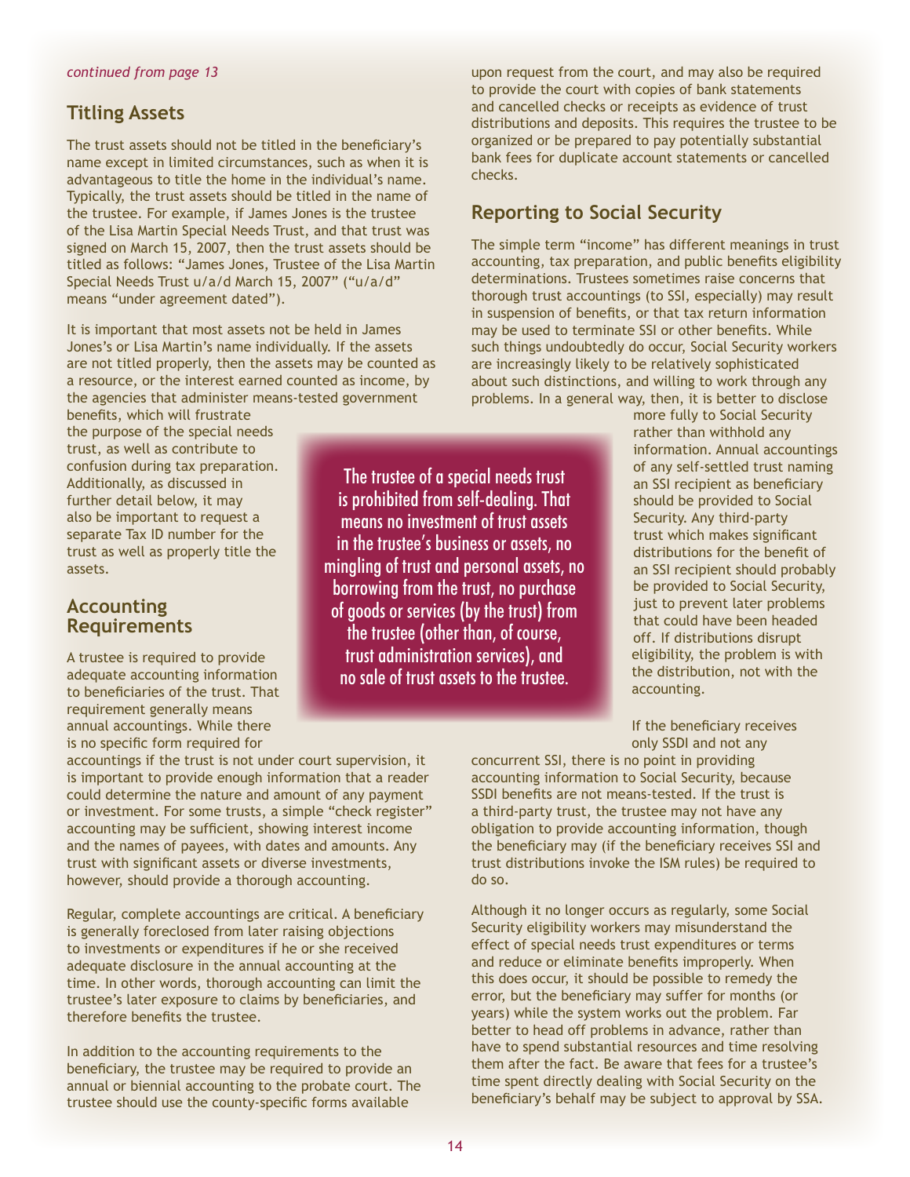*continued from page 13*

## Titling Assets

The trust assets should not be titled in the beneficiary's name except in limited circumstances, such as when it is advantageous to title the home in the individual's name. Typically, the trust assets should be titled in the name of the trustee. For example, if James Jones is the trustee of the Lisa Martin Special Needs Trust, and that trust was signed on March 15, 2007, then the trust assets should be titled as follows: "James Jones, Trustee of the Lisa Martin Special Needs Trust u/a/d March 15, 2007" ("u/a/d" means "under agreement dated").

It is important that most assets not be held in James Jones's or Lisa Martin's name individually. If the assets are not titled properly, then the assets may be counted as a resource, or the interest earned counted as income, by the agencies that administer means-tested government benefits, which will frustrate the purpose of the special needs trust, as well as contribute to confusion during tax preparation. Additionally, as discussed in further detail below, it may also be important to request a separate Tax ID number for the trust as well as properly title the assets.

## Accounting Requirements

A trustee is required to provide adequate accounting information to beneficiaries of the trust. That requirement generally means annual accountings. While there is no specific form required for accountings if the trust is not under court supervision, it is important to provide enough information that a reader could determine the nature and amount of any payment or investment. For some trusts, a simple "check register" accounting may be sufficient, showing interest income and the names of payees, with dates and amounts. Any trust with significant assets or diverse investments, however, should provide a thorough accounting.

Regular, complete accountings are critical. A beneficiary is generally foreclosed from later raising objections to investments or expenditures if he or she received adequate disclosure in the annual accounting at the time. In other words, thorough accounting can limit the trustee's later exposure to claims by beneficiaries, and therefore benefits the trustee.

In addition to the accounting requirements to the beneficiary, the trustee may be required to provide an annual or biennial accounting to the probate court. The trustee should use the county-specific forms available upon request from the court, and may also be required to provide the court with copies of bank statements and cancelled checks or receipts as evidence of trust distributions and deposits. This requires the trustee to be organized or be prepared to pay potentially substantial bank fees for duplicate account statements or cancelled checks.

> The trustee of a special needs trust is prohibited from self-dealing. That means no investment of trust assets in the trustee's business or assets, no mingling of trust and personal assets, no borrowing from the trust, no purchase of goods or services (by the trust) from the trustee (other than, of course, trust administration services), and no sale of trust assets to the trustee.

## Reporting to Social Security

The simple term "income" has different meanings in trust accounting, tax preparation, and public benefits eligibility determinations. Trustees sometimes raise concerns that thorough trust accountings (to SSI, especially) may result in suspension of benefits, or that tax return information may be used to terminate SSI or other benefits. While such things undoubtedly do occur, Social Security workers are increasingly likely to be relatively sophisticated about such distinctions, and willing to work through any problems. In a general way, then, it is better to disclose more fully to Social Security rather than withhold any information. Annual accountings of any self-settled trust naming an SSI recipient as beneficiary should be provided to Social Security. Any third-party trust which makes significant distributions for the benefit of an SSI recipient should probably be provided to Social Security, just to prevent later problems that could have been headed off. If distributions disrupt eligibility, the problem is with the distribution, not with the accounting.

If the beneficiary receives only SSDI and not any concurrent SSI, there is no point in providing accounting information to Social Security, because SSDI benefits are not means-tested. If the trust is a third-party trust, the trustee may not have any obligation to provide accounting information, though the beneficiary may (if the beneficiary receives SSI and trust distributions invoke the ISM rules) be required to do so.

Although it no longer occurs as regularly, some Social Security eligibility workers may misunderstand the effect of special needs trust expenditures or terms and reduce or eliminate benefits improperly. When this does occur, it should be possible to remedy the error, but the beneficiary may suffer for months (or years) while the system works out the problem. Far better to head off problems in advance, rather than have to spend substantial resources and time resolving them after the fact. Be aware that fees for a trustee's time spent directly dealing with Social Security on the beneficiary's behalf may be subject to approval by SSA.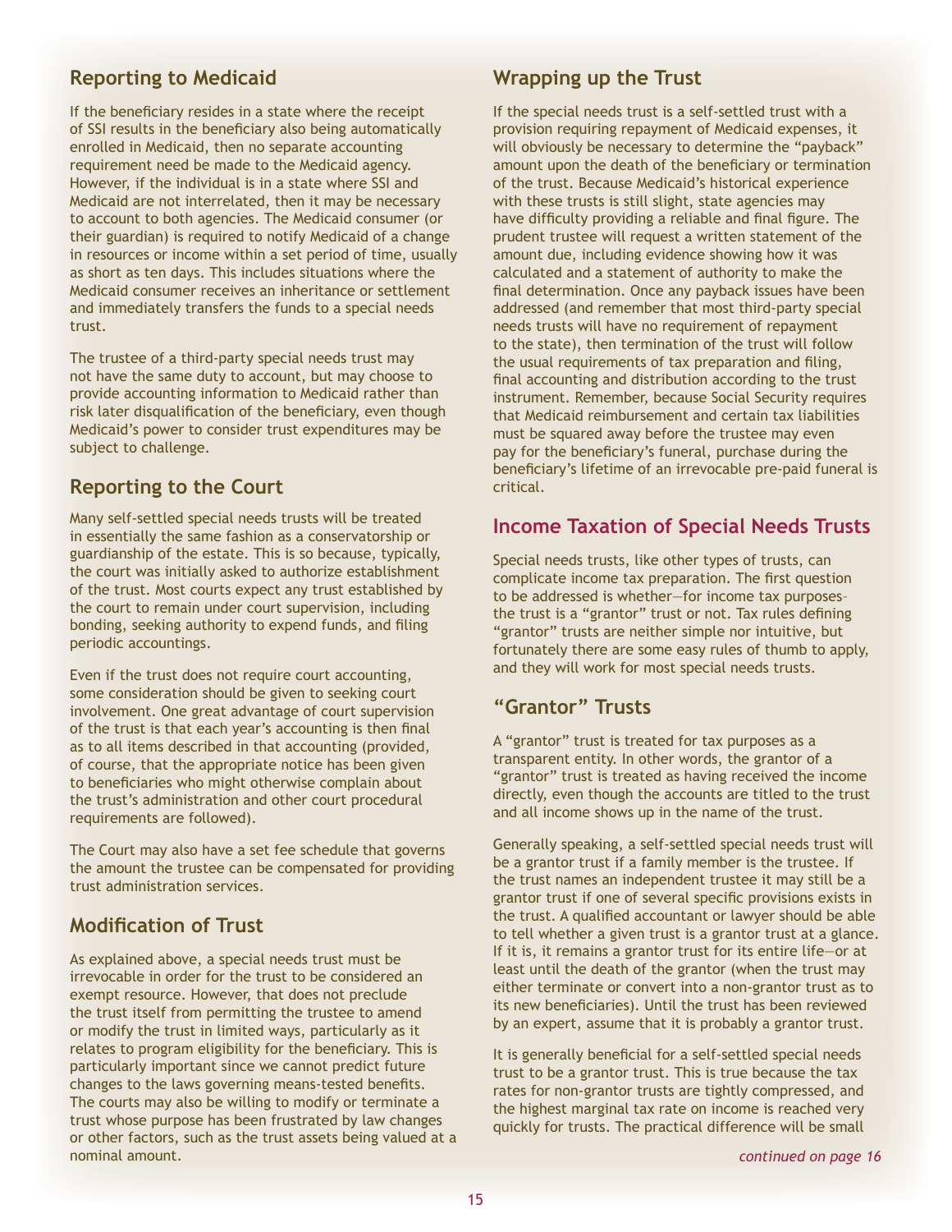## Reporting to Medicaid

If the beneficiary resides in a state where the receipt of SSI results in the beneficiary also being automatically enrolled in Medicaid, then no separate accounting requirement need be made to the Medicaid agency. However, if the individual is in a state where SSI and Medicaid are not interrelated, then it may be necessary to account to both agencies. The Medicaid consumer (or their guardian) is required to notify Medicaid of a change in resources or income within a set period of time, usually as short as ten days. This includes situations where the Medicaid consumer receives an inheritance or settlement and immediately transfers the funds to a special needs trust.

The trustee of a third-party special needs trust may not have the same duty to account, but may choose to provide accounting information to Medicaid rather than risk later disqualification of the beneficiary, even though Medicaid's power to consider trust expenditures may be subject to challenge.

## Reporting to the Court

Many self-settled special needs trusts will be treated in essentially the same fashion as a conservatorship or guardianship of the estate. This is so because, typically, the court was initially asked to authorize establishment of the trust. Most courts expect any trust established by the court to remain under court supervision, including bonding, seeking authority to expend funds, and filing periodic accountings.

Even if the trust does not require court accounting, some consideration should be given to seeking court involvement. One great advantage of court supervision of the trust is that each year's accounting is then final as to all items described in that accounting (provided, of course, that the appropriate notice has been given to beneficiaries who might otherwise complain about the trust's administration and other court procedural requirements are followed).

The Court may also have a set fee schedule that governs the amount the trustee can be compensated for providing trust administration services.

## Modification of Trust

As explained above, a special needs trust must be irrevocable in order for the trust to be considered an exempt resource. However, that does not preclude the trust itself from permitting the trustee to amend or modify the trust in limited ways, particularly as it relates to program eligibility for the beneficiary. This is particularly important since we cannot predict future changes to the laws governing means-tested benefits. The courts may also be willing to modify or terminate a trust whose purpose has been frustrated by law changes or other factors, such as the trust assets being valued at a nominal amount.

## Wrapping up the Trust

If the special needs trust is a self-settled trust with a provision requiring repayment of Medicaid expenses, it will obviously be necessary to determine the "payback" amount upon the death of the beneficiary or termination of the trust. Because Medicaid's historical experience with these trusts is still slight, state agencies may have difficulty providing a reliable and final figure. The prudent trustee will request a written statement of the amount due, including evidence showing how it was calculated and a statement of authority to make the final determination. Once any payback issues have been addressed (and remember that most third-party special needs trusts will have no requirement of repayment to the state), then termination of the trust will follow the usual requirements of tax preparation and filing, final accounting and distribution according to the trust instrument. Remember, because Social Security requires that Medicaid reimbursement and certain tax liabilities must be squared away before the trustee may even pay for the beneficiary's funeral, purchase during the beneficiary's lifetime of an irrevocable pre-paid funeral is critical.

## Income Taxation of Special Needs Trusts

Special needs trusts, like other types of trusts, can complicate income tax preparation. The first question to be addressed is whether—for income tax purposes–the trust is a "grantor" trust or not. Tax rules defining "grantor" trusts are neither simple nor intuitive, but fortunately there are some easy rules of thumb to apply, and they will work for most special needs trusts.

## "Grantor" Trusts

A "grantor" trust is treated for tax purposes as a transparent entity. In other words, the grantor of a "grantor" trust is treated as having received the income directly, even though the accounts are titled to the trust and all income shows up in the name of the trust.

Generally speaking, a self-settled special needs trust will be a grantor trust if a family member is the trustee. If the trust names an independent trustee it may still be a grantor trust if one of several specific provisions exists in the trust. A qualified accountant or lawyer should be able to tell whether a given trust is a grantor trust at a glance. If it is, it remains a grantor trust for its entire life—or at least until the death of the grantor (when the trust may either terminate or convert into a non-grantor trust as to its new beneficiaries). Until the trust has been reviewed by an expert, assume that it is probably a grantor trust.

It is generally beneficial for a self-settled special needs trust to be a grantor trust. This is true because the tax rates for non-grantor trusts are tightly compressed, and the highest marginal tax rate on income is reached very quickly for trusts. The practical difference will be small

*continued on page 16*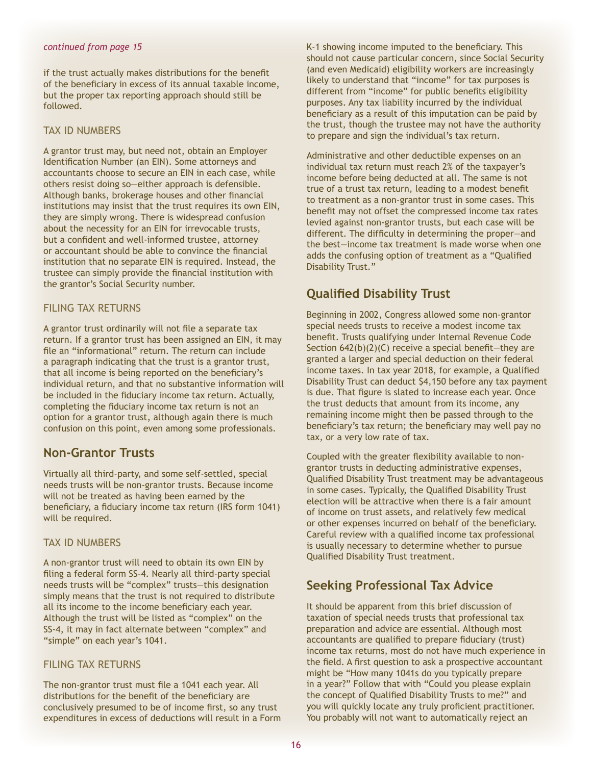*continued from page 15*

if the trust actually makes distributions for the benefit of the beneficiary in excess of its annual taxable income, but the proper tax reporting approach should still be followed.

### TAX ID NUMBERS

A grantor trust may, but need not, obtain an Employer Identification Number (an EIN). Some attorneys and accountants choose to secure an EIN in each case, while others resist doing so—either approach is defensible. Although banks, brokerage houses and other financial institutions may insist that the trust requires its own EIN, they are simply wrong. There is widespread confusion about the necessity for an EIN for irrevocable trusts, but a confident and well-informed trustee, attorney or accountant should be able to convince the financial institution that no separate EIN is required. Instead, the trustee can simply provide the financial institution with the grantor's Social Security number.

### FILING TAX RETURNS

A grantor trust ordinarily will not file a separate tax return. If a grantor trust has been assigned an EIN, it may file an "informational" return. The return can include a paragraph indicating that the trust is a grantor trust, that all income is being reported on the beneficiary's individual return, and that no substantive information will be included in the fiduciary income tax return. Actually, completing the fiduciary income tax return is not an option for a grantor trust, although again there is much confusion on this point, even among some professionals.

## Non-Grantor Trusts

Virtually all third-party, and some self-settled, special needs trusts will be non-grantor trusts. Because income will not be treated as having been earned by the beneficiary, a fiduciary income tax return (IRS form 1041) will be required.

### TAX ID NUMBERS

A non-grantor trust will need to obtain its own EIN by filing a federal form SS-4. Nearly all third-party special needs trusts will be "complex" trusts—this designation simply means that the trust is not required to distribute all its income to the income beneficiary each year. Although the trust will be listed as "complex" on the SS-4, it may in fact alternate between "complex" and "simple" on each year's 1041.

### FILING TAX RETURNS

The non-grantor trust must file a 1041 each year. All distributions for the benefit of the beneficiary are conclusively presumed to be of income first, so any trust expenditures in excess of deductions will result in a Form K-1 showing income imputed to the beneficiary. This should not cause particular concern, since Social Security (and even Medicaid) eligibility workers are increasingly likely to understand that "income" for tax purposes is different from "income" for public benefits eligibility purposes. Any tax liability incurred by the individual beneficiary as a result of this imputation can be paid by the trust, though the trustee may not have the authority to prepare and sign the individual's tax return.

Administrative and other deductible expenses on an individual tax return must reach 2% of the taxpayer's income before being deducted at all. The same is not true of a trust tax return, leading to a modest benefit to treatment as a non-grantor trust in some cases. This benefit may not offset the compressed income tax rates levied against non-grantor trusts, but each case will be different. The difficulty in determining the proper—and the best—income tax treatment is made worse when one adds the confusing option of treatment as a "Qualified Disability Trust."

## Qualified Disability Trust

Beginning in 2002, Congress allowed some non-grantor special needs trusts to receive a modest income tax benefit. Trusts qualifying under Internal Revenue Code Section 642(b)(2)(C) receive a special benefit—they are granted a larger and special deduction on their federal income taxes. In tax year 2018, for example, a Qualified Disability Trust can deduct $4,150 before any tax payment is due. That figure is slated to increase each year. Once the trust deducts that amount from its income, any remaining income might then be passed through to the beneficiary's tax return; the beneficiary may well pay no tax, or a very low rate of tax.

Coupled with the greater flexibility available to non-grantor trusts in deducting administrative expenses, Qualified Disability Trust treatment may be advantageous in some cases. Typically, the Qualified Disability Trust election will be attractive when there is a fair amount of income on trust assets, and relatively few medical or other expenses incurred on behalf of the beneficiary. Careful review with a qualified income tax professional is usually necessary to determine whether to pursue Qualified Disability Trust treatment.

## Seeking Professional Tax Advice

It should be apparent from this brief discussion of taxation of special needs trusts that professional tax preparation and advice are essential. Although most accountants are qualified to prepare fiduciary (trust) income tax returns, most do not have much experience in the field. A first question to ask a prospective accountant might be "How many 1041s do you typically prepare in a year?" Follow that with "Could you please explain the concept of Qualified Disability Trusts to me?" and you will quickly locate any truly proficient practitioner. You probably will not want to automatically reject an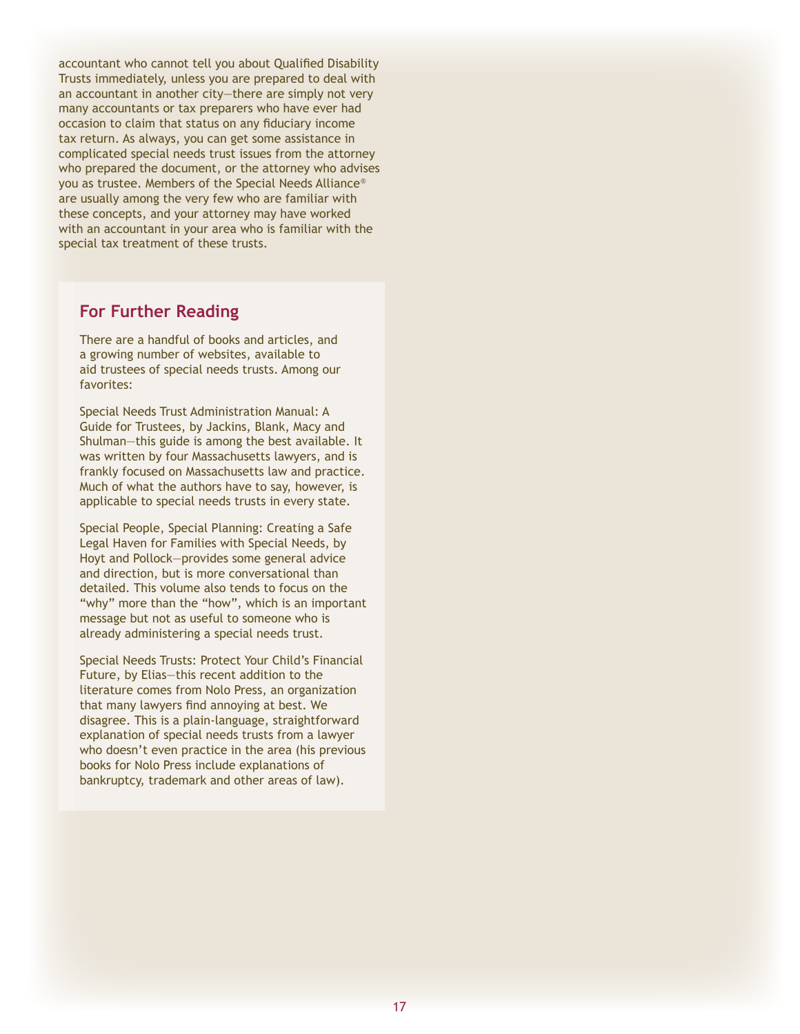accountant who cannot tell you about Qualified Disability Trusts immediately, unless you are prepared to deal with an accountant in another city—there are simply not very many accountants or tax preparers who have ever had occasion to claim that status on any fiduciary income tax return. As always, you can get some assistance in complicated special needs trust issues from the attorney who prepared the document, or the attorney who advises you as trustee. Members of the Special Needs Alliance® are usually among the very few who are familiar with these concepts, and your attorney may have worked with an accountant in your area who is familiar with the special tax treatment of these trusts.

## For Further Reading

There are a handful of books and articles, and a growing number of websites, available to aid trustees of special needs trusts. Among our favorites:

Special Needs Trust Administration Manual: A Guide for Trustees, by Jackins, Blank, Macy and Shulman—this guide is among the best available. It was written by four Massachusetts lawyers, and is frankly focused on Massachusetts law and practice. Much of what the authors have to say, however, is applicable to special needs trusts in every state.

Special People, Special Planning: Creating a Safe Legal Haven for Families with Special Needs, by Hoyt and Pollock—provides some general advice and direction, but is more conversational than detailed. This volume also tends to focus on the "why" more than the "how", which is an important message but not as useful to someone who is already administering a special needs trust.

Special Needs Trusts: Protect Your Child's Financial Future, by Elias—this recent addition to the literature comes from Nolo Press, an organization that many lawyers find annoying at best. We disagree. This is a plain-language, straightforward explanation of special needs trusts from a lawyer who doesn't even practice in the area (his previous books for Nolo Press include explanations of bankruptcy, trademark and other areas of law).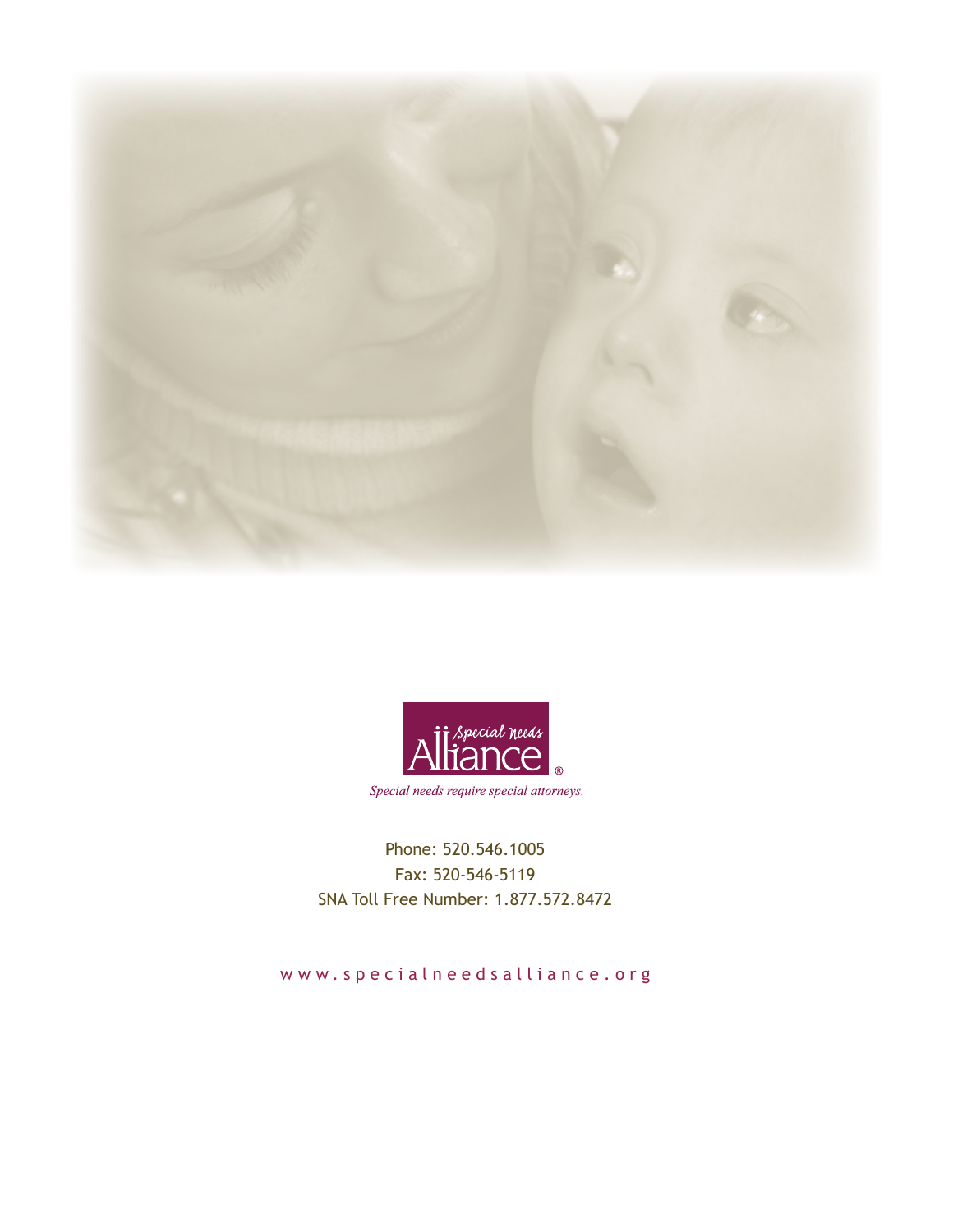Special needs require special attorneys.

Phone: 520.546.1005
Fax: 520-546-5119
SNA Toll Free Number: 1.877.572.8472

www.specialneedsalliance.org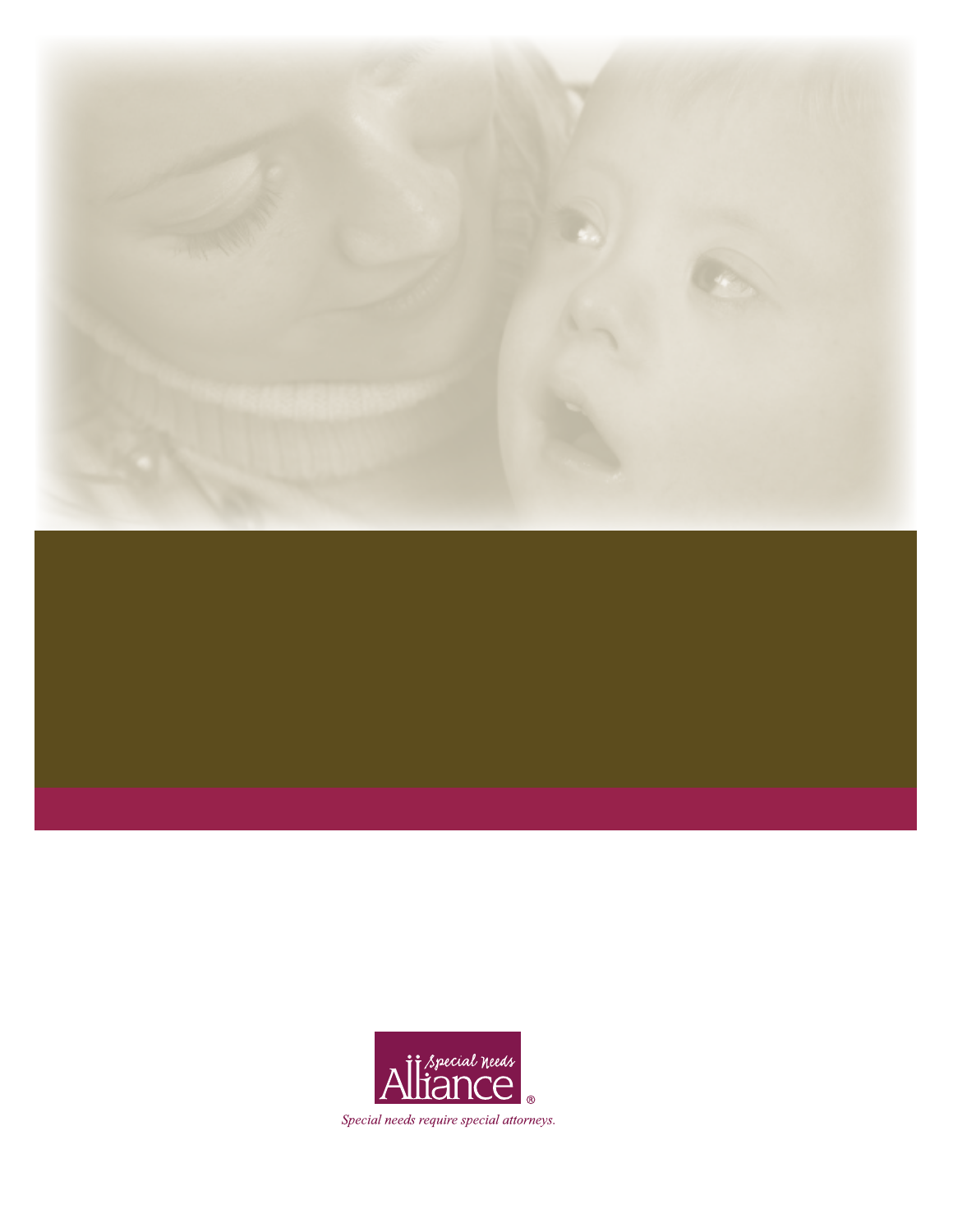Special needs Alliance®

*Special needs require special attorneys.*